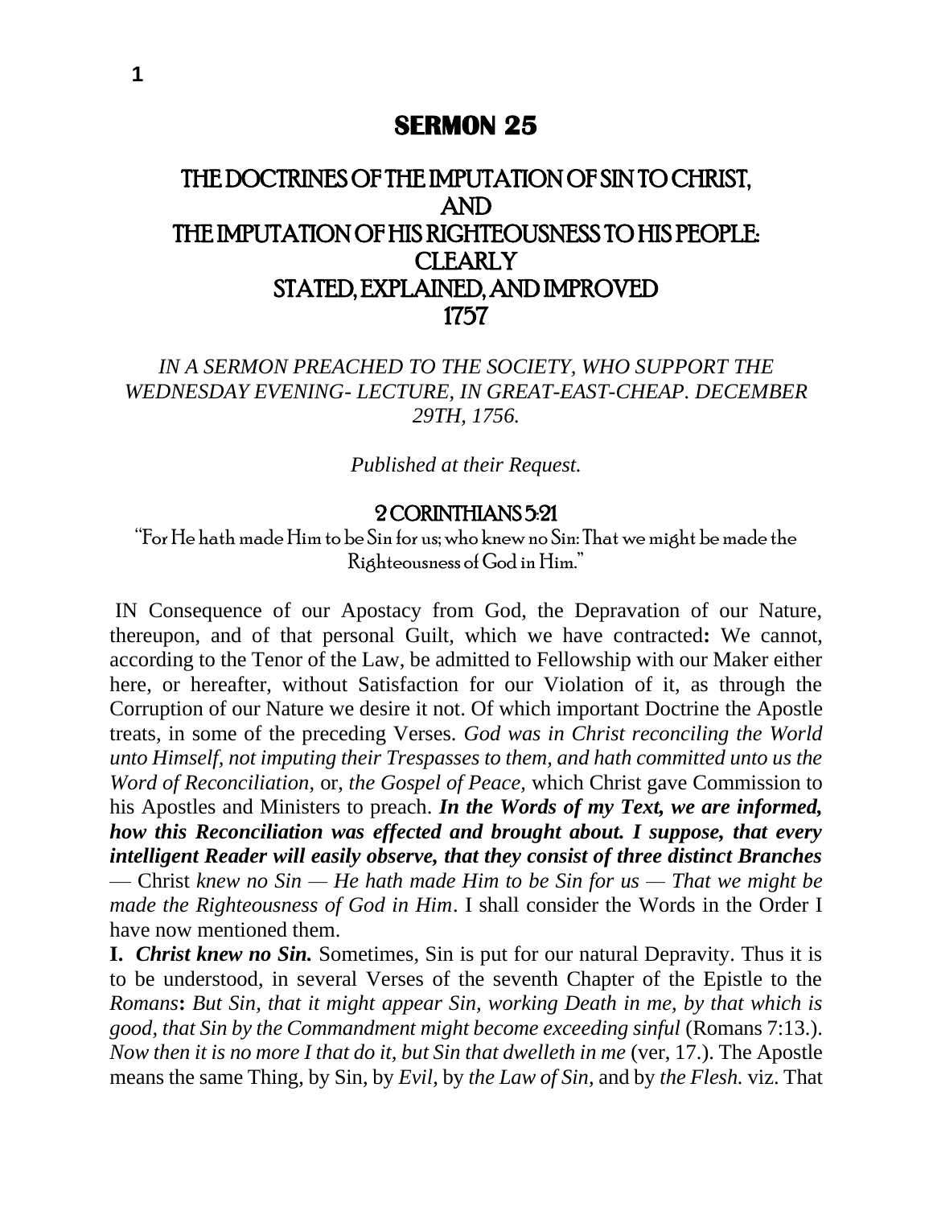# SERMON 25

## THE DOCTRINES OF THE IMPUTATION OF SIN TO CHRIST, AND THE IMPUTATION OF HIS RIGHTEOUSNESS TO HIS PEOPLE: CLEARLY STATED, EXPLAINED, AND IMPROVED 1757

*IN A SERMON PREACHED TO THE SOCIETY, WHO SUPPORT THE WEDNESDAY EVENING- LECTURE, IN GREAT-EAST-CHEAP. DECEMBER 29TH, 1756.*

*Published at their Request.*

### 2 CORINTHIANS 5:21

"For He hath made Him to be Sin for us; who knew no Sin: That we might be made the Righteousness of God in Him."

IN Consequence of our Apostacy from God, the Depravation of our Nature, thereupon, and of that personal Guilt, which we have contracted**:** We cannot, according to the Tenor of the Law, be admitted to Fellowship with our Maker either here, or hereafter, without Satisfaction for our Violation of it, as through the Corruption of our Nature we desire it not. Of which important Doctrine the Apostle treats, in some of the preceding Verses. *God was in Christ reconciling the World unto Himself, not imputing their Trespasses to them, and hath committed unto us the Word of Reconciliation,* or*, the Gospel of Peace,* which Christ gave Commission to his Apostles and Ministers to preach. ***In the Words of my Text, we are informed, how this Reconciliation was effected and brought about. I suppose, that every intelligent Reader will easily observe, that they consist of three distinct Branches*** — Christ *knew no Sin — He hath made Him to be Sin for us — That we might be made the Righteousness of God in Him*. I shall consider the Words in the Order I have now mentioned them.

**I.** ***Christ knew no Sin.*** Sometimes, Sin is put for our natural Depravity. Thus it is to be understood, in several Verses of the seventh Chapter of the Epistle to the *Romans***:** *But Sin, that it might appear Sin, working Death in me, by that which is good, that Sin by the Commandment might become exceeding sinful* (Romans 7:13.). *Now then it is no more I that do it, but Sin that dwelleth in me* (ver, 17.). The Apostle means the same Thing, by Sin, by *Evil,* by *the Law of Sin,* and by *the Flesh.* viz. That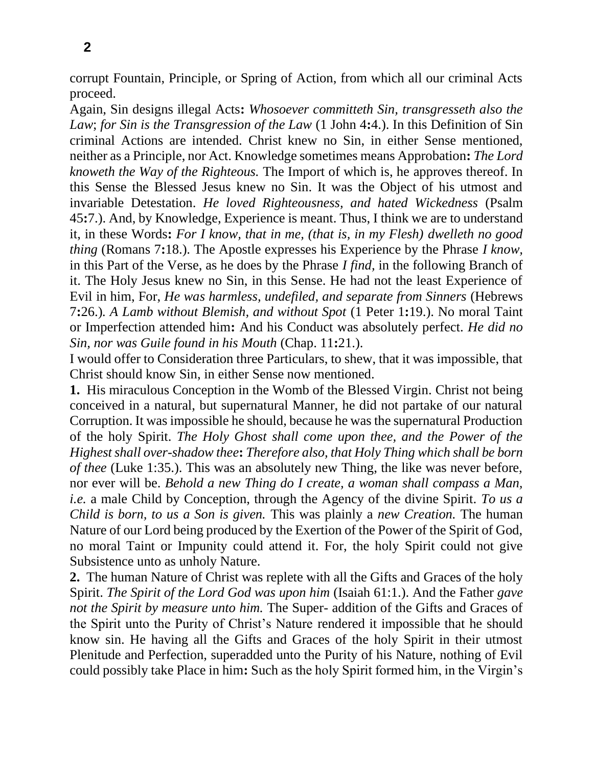corrupt Fountain, Principle, or Spring of Action, from which all our criminal Acts proceed.

Again, Sin designs illegal Acts**:** *Whosoever committeth Sin, transgresseth also the Law*; *for Sin is the Transgression of the Law* (1 John 4**:**4.). In this Definition of Sin criminal Actions are intended. Christ knew no Sin, in either Sense mentioned, neither as a Principle, nor Act. Knowledge sometimes means Approbation**:** *The Lord knoweth the Way of the Righteous.* The Import of which is, he approves thereof. In this Sense the Blessed Jesus knew no Sin. It was the Object of his utmost and invariable Detestation. *He loved Righteousness, and hated Wickedness* (Psalm 45**:**7.). And, by Knowledge, Experience is meant. Thus, I think we are to understand it, in these Words**:** *For I know, that in me, (that is, in my Flesh) dwelleth no good thing* (Romans 7**:**18.). The Apostle expresses his Experience by the Phrase *I know,* in this Part of the Verse, as he does by the Phrase *I find,* in the following Branch of it. The Holy Jesus knew no Sin, in this Sense. He had not the least Experience of Evil in him, For, *He was harmless, undefiled, and separate from Sinners* (Hebrews 7**:**26.)*. A Lamb without Blemish, and without Spot* (1 Peter 1**:**19.). No moral Taint or Imperfection attended him**:** And his Conduct was absolutely perfect. *He did no Sin, nor was Guile found in his Mouth* (Chap. 11**:**21.).

I would offer to Consideration three Particulars, to shew, that it was impossible, that Christ should know Sin, in either Sense now mentioned.

**1.** His miraculous Conception in the Womb of the Blessed Virgin. Christ not being conceived in a natural, but supernatural Manner, he did not partake of our natural Corruption. It was impossible he should, because he was the supernatural Production of the holy Spirit. *The Holy Ghost shall come upon thee, and the Power of the Highest shall over-shadow thee***:** *Therefore also, that Holy Thing which shall be born of thee* (Luke 1:35.). This was an absolutely new Thing, the like was never before, nor ever will be. *Behold a new Thing do I create, a woman shall compass a Man, i.e.* a male Child by Conception, through the Agency of the divine Spirit. *To us a Child is born, to us a Son is given.* This was plainly a *new Creation.* The human Nature of our Lord being produced by the Exertion of the Power of the Spirit of God, no moral Taint or Impunity could attend it. For, the holy Spirit could not give Subsistence unto as unholy Nature.

**2.** The human Nature of Christ was replete with all the Gifts and Graces of the holy Spirit. *The Spirit of the Lord God was upon him* (Isaiah 61:1.). And the Father *gave not the Spirit by measure unto him.* The Super- addition of the Gifts and Graces of the Spirit unto the Purity of Christ's Nature rendered it impossible that he should know sin. He having all the Gifts and Graces of the holy Spirit in their utmost Plenitude and Perfection, superadded unto the Purity of his Nature, nothing of Evil could possibly take Place in him**:** Such as the holy Spirit formed him, in the Virgin's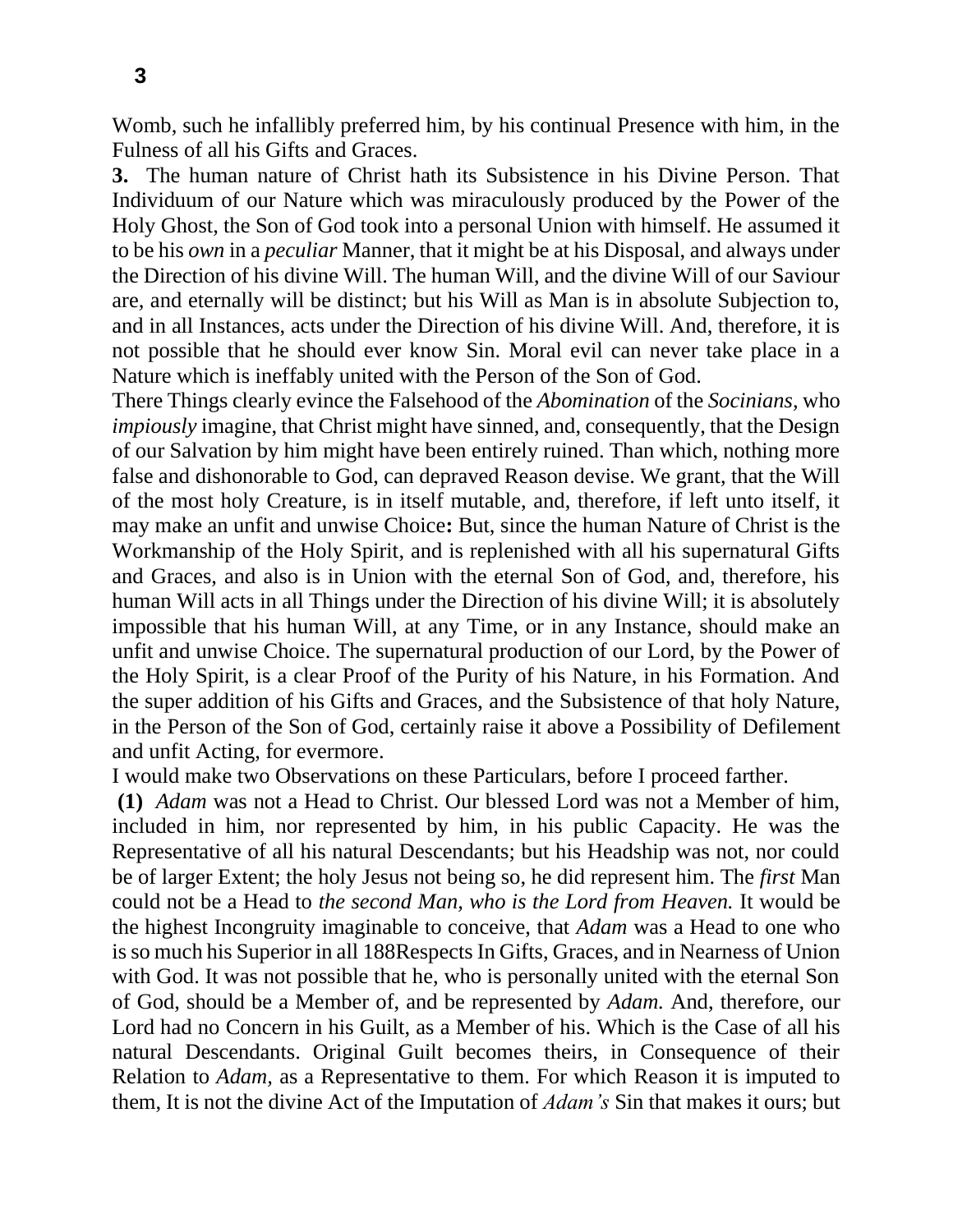Womb, such he infallibly preferred him, by his continual Presence with him, in the Fulness of all his Gifts and Graces.

**3.** The human nature of Christ hath its Subsistence in his Divine Person. That Individuum of our Nature which was miraculously produced by the Power of the Holy Ghost, the Son of God took into a personal Union with himself. He assumed it to be his *own* in a *peculiar* Manner, that it might be at his Disposal, and always under the Direction of his divine Will. The human Will, and the divine Will of our Saviour are, and eternally will be distinct; but his Will as Man is in absolute Subjection to, and in all Instances, acts under the Direction of his divine Will. And, therefore, it is not possible that he should ever know Sin. Moral evil can never take place in a Nature which is ineffably united with the Person of the Son of God.

There Things clearly evince the Falsehood of the *Abomination* of the *Socinians,* who *impiously* imagine, that Christ might have sinned, and, consequently, that the Design of our Salvation by him might have been entirely ruined. Than which, nothing more false and dishonorable to God, can depraved Reason devise. We grant, that the Will of the most holy Creature, is in itself mutable, and, therefore, if left unto itself, it may make an unfit and unwise Choice**:** But, since the human Nature of Christ is the Workmanship of the Holy Spirit, and is replenished with all his supernatural Gifts and Graces, and also is in Union with the eternal Son of God, and, therefore, his human Will acts in all Things under the Direction of his divine Will; it is absolutely impossible that his human Will, at any Time, or in any Instance, should make an unfit and unwise Choice. The supernatural production of our Lord, by the Power of the Holy Spirit, is a clear Proof of the Purity of his Nature, in his Formation. And the super addition of his Gifts and Graces, and the Subsistence of that holy Nature, in the Person of the Son of God, certainly raise it above a Possibility of Defilement and unfit Acting, for evermore.

I would make two Observations on these Particulars, before I proceed farther.

**(1)** *Adam* was not a Head to Christ. Our blessed Lord was not a Member of him, included in him, nor represented by him, in his public Capacity. He was the Representative of all his natural Descendants; but his Headship was not, nor could be of larger Extent; the holy Jesus not being so, he did represent him. The *first* Man could not be a Head to *the second Man, who is the Lord from Heaven.* It would be the highest Incongruity imaginable to conceive, that *Adam* was a Head to one who is so much his Superior in all 188Respects In Gifts, Graces, and in Nearness of Union with God. It was not possible that he, who is personally united with the eternal Son of God, should be a Member of, and be represented by *Adam.* And, therefore, our Lord had no Concern in his Guilt, as a Member of his. Which is the Case of all his natural Descendants. Original Guilt becomes theirs, in Consequence of their Relation to *Adam,* as a Representative to them. For which Reason it is imputed to them, It is not the divine Act of the Imputation of *Adam's* Sin that makes it ours; but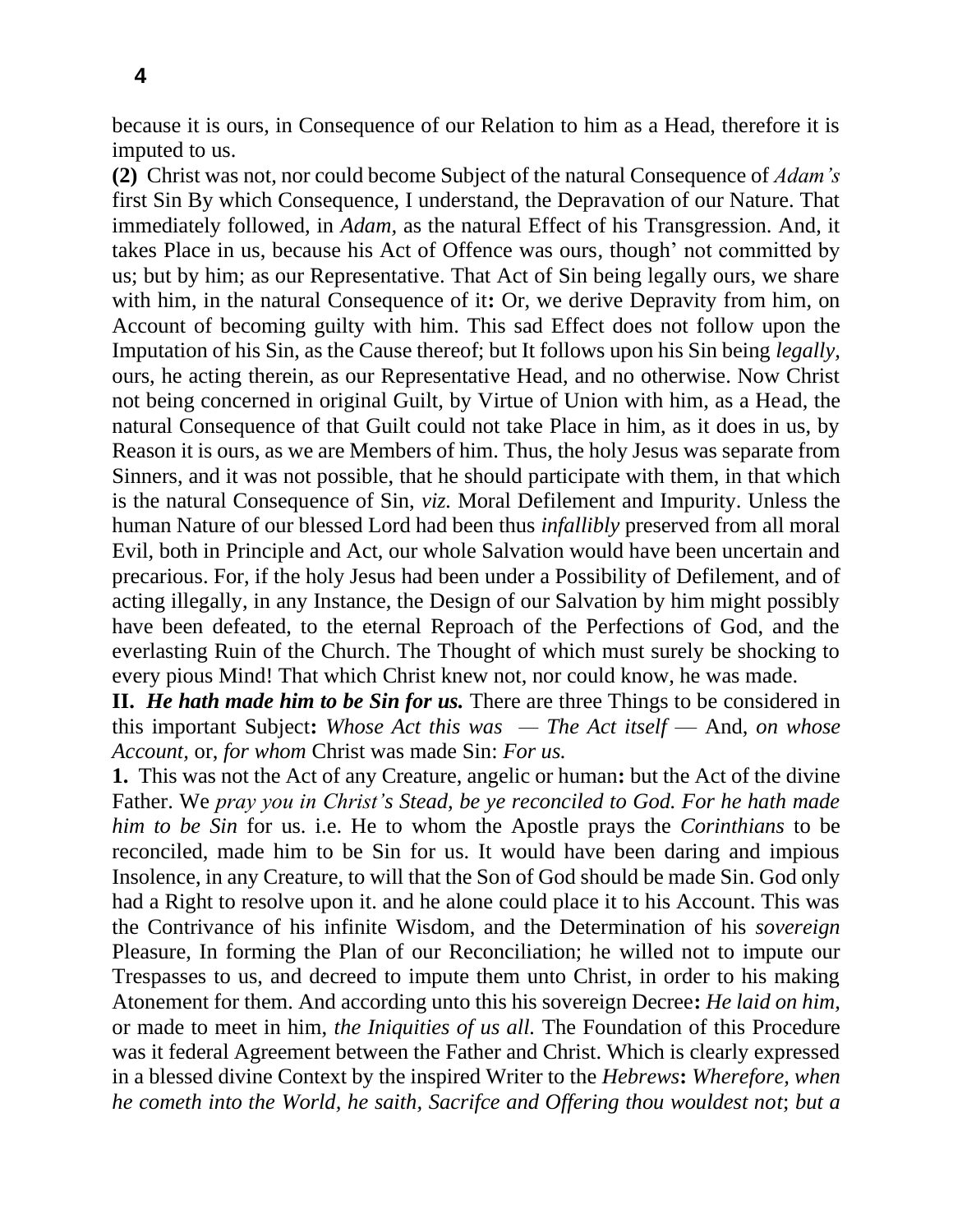because it is ours, in Consequence of our Relation to him as a Head, therefore it is imputed to us.

**(2)** Christ was not, nor could become Subject of the natural Consequence of *Adam's* first Sin By which Consequence, I understand, the Depravation of our Nature. That immediately followed, in *Adam*, as the natural Effect of his Transgression. And, it takes Place in us, because his Act of Offence was ours, though' not committed by us; but by him; as our Representative. That Act of Sin being legally ours, we share with him, in the natural Consequence of it**:** Or, we derive Depravity from him, on Account of becoming guilty with him. This sad Effect does not follow upon the Imputation of his Sin, as the Cause thereof; but It follows upon his Sin being *legally*, ours, he acting therein, as our Representative Head, and no otherwise. Now Christ not being concerned in original Guilt, by Virtue of Union with him, as a Head, the natural Consequence of that Guilt could not take Place in him, as it does in us, by Reason it is ours, as we are Members of him. Thus, the holy Jesus was separate from Sinners, and it was not possible, that he should participate with them, in that which is the natural Consequence of Sin, *viz.* Moral Defilement and Impurity. Unless the human Nature of our blessed Lord had been thus *infallibly* preserved from all moral Evil, both in Principle and Act, our whole Salvation would have been uncertain and precarious. For, if the holy Jesus had been under a Possibility of Defilement, and of acting illegally, in any Instance, the Design of our Salvation by him might possibly have been defeated, to the eternal Reproach of the Perfections of God, and the everlasting Ruin of the Church. The Thought of which must surely be shocking to every pious Mind! That which Christ knew not, nor could know, he was made.

**II.** ***He hath made him to be Sin for us.*** There are three Things to be considered in this important Subject**:** *Whose Act this was — The Act itself* — And, *on whose Account,* or, *for whom* Christ was made Sin: *For us.*

**1.** This was not the Act of any Creature, angelic or human**:** but the Act of the divine Father. We *pray you in Christ's Stead, be ye reconciled to God. For he hath made him to be Sin* for us. i.e. He to whom the Apostle prays the *Corinthians* to be reconciled, made him to be Sin for us. It would have been daring and impious Insolence, in any Creature, to will that the Son of God should be made Sin. God only had a Right to resolve upon it. and he alone could place it to his Account. This was the Contrivance of his infinite Wisdom, and the Determination of his *sovereign* Pleasure, In forming the Plan of our Reconciliation; he willed not to impute our Trespasses to us, and decreed to impute them unto Christ, in order to his making Atonement for them. And according unto this his sovereign Decree**:** *He laid on him,* or made to meet in him, *the Iniquities of us all.* The Foundation of this Procedure was it federal Agreement between the Father and Christ. Which is clearly expressed in a blessed divine Context by the inspired Writer to the *Hebrews***:** *Wherefore, when he cometh into the World, he saith, Sacrifce and Offering thou wouldest not*; *but a*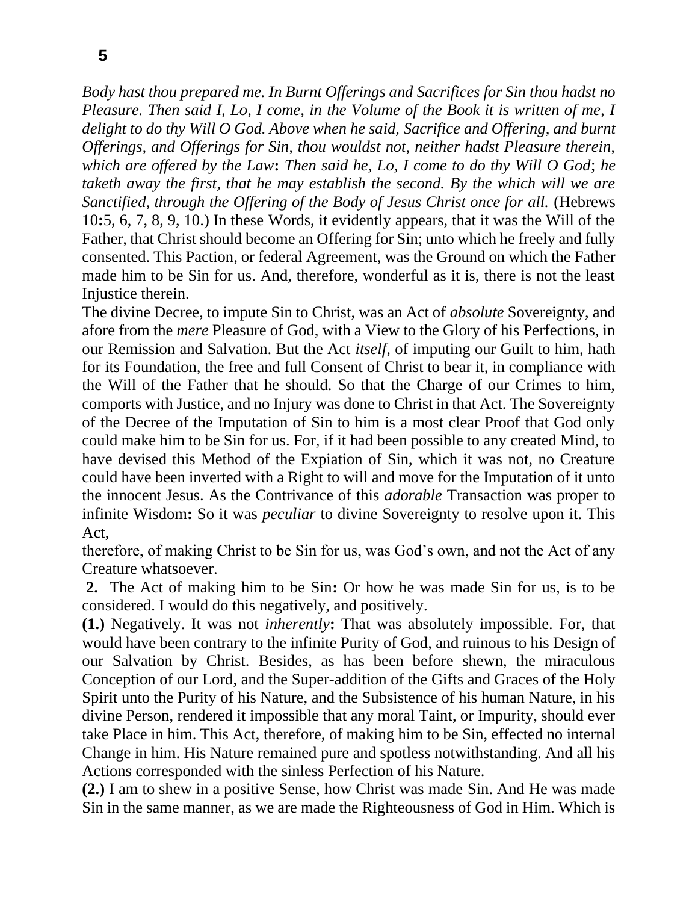*Body hast thou prepared me. In Burnt Offerings and Sacrifices for Sin thou hadst no Pleasure. Then said I, Lo, I come, in the Volume of the Book it is written of me, I delight to do thy Will O God. Above when he said, Sacrifice and Offering, and burnt Offerings, and Offerings for Sin, thou wouldst not, neither hadst Pleasure therein, which are offered by the Law***:** *Then said he, Lo, I come to do thy Will O God*; *he taketh away the first, that he may establish the second. By the which will we are Sanctified, through the Offering of the Body of Jesus Christ once for all.* (Hebrews 10**:**5, 6, 7, 8, 9, 10.) In these Words, it evidently appears, that it was the Will of the Father, that Christ should become an Offering for Sin; unto which he freely and fully consented. This Paction, or federal Agreement, was the Ground on which the Father made him to be Sin for us. And, therefore, wonderful as it is, there is not the least Injustice therein.

The divine Decree, to impute Sin to Christ, was an Act of *absolute* Sovereignty, and afore from the *mere* Pleasure of God, with a View to the Glory of his Perfections, in our Remission and Salvation. But the Act *itself*, of imputing our Guilt to him, hath for its Foundation, the free and full Consent of Christ to bear it, in compliance with the Will of the Father that he should. So that the Charge of our Crimes to him, comports with Justice, and no Injury was done to Christ in that Act. The Sovereignty of the Decree of the Imputation of Sin to him is a most clear Proof that God only could make him to be Sin for us. For, if it had been possible to any created Mind, to have devised this Method of the Expiation of Sin, which it was not, no Creature could have been inverted with a Right to will and move for the Imputation of it unto the innocent Jesus. As the Contrivance of this *adorable* Transaction was proper to infinite Wisdom**:** So it was *peculiar* to divine Sovereignty to resolve upon it. This Act,

therefore, of making Christ to be Sin for us, was God's own, and not the Act of any Creature whatsoever.

**2.** The Act of making him to be Sin**:** Or how he was made Sin for us, is to be considered. I would do this negatively, and positively.

**(1.)** Negatively. It was not *inherently***:** That was absolutely impossible. For, that would have been contrary to the infinite Purity of God, and ruinous to his Design of our Salvation by Christ. Besides, as has been before shewn, the miraculous Conception of our Lord, and the Super-addition of the Gifts and Graces of the Holy Spirit unto the Purity of his Nature, and the Subsistence of his human Nature, in his divine Person, rendered it impossible that any moral Taint, or Impurity, should ever take Place in him. This Act, therefore, of making him to be Sin, effected no internal Change in him. His Nature remained pure and spotless notwithstanding. And all his Actions corresponded with the sinless Perfection of his Nature.

**(2.)** I am to shew in a positive Sense, how Christ was made Sin. And He was made Sin in the same manner, as we are made the Righteousness of God in Him. Which is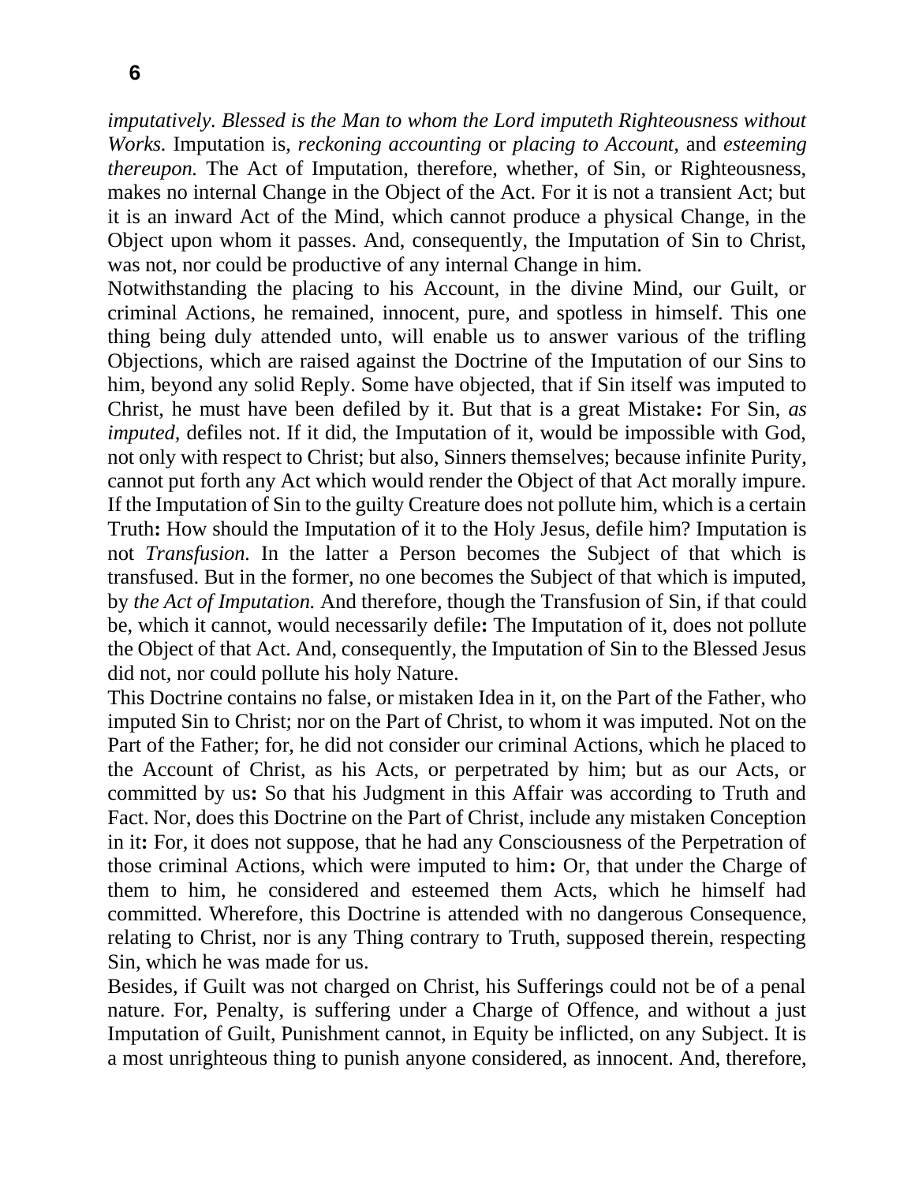*imputatively. Blessed is the Man to whom the Lord imputeth Righteousness without Works.* Imputation is, *reckoning accounting* or *placing to Account,* and *esteeming thereupon.* The Act of Imputation, therefore, whether, of Sin, or Righteousness, makes no internal Change in the Object of the Act. For it is not a transient Act; but it is an inward Act of the Mind, which cannot produce a physical Change, in the Object upon whom it passes. And, consequently, the Imputation of Sin to Christ, was not, nor could be productive of any internal Change in him.

Notwithstanding the placing to his Account, in the divine Mind, our Guilt, or criminal Actions, he remained, innocent, pure, and spotless in himself. This one thing being duly attended unto, will enable us to answer various of the trifling Objections, which are raised against the Doctrine of the Imputation of our Sins to him, beyond any solid Reply. Some have objected, that if Sin itself was imputed to Christ, he must have been defiled by it. But that is a great Mistake**:** For Sin, *as imputed,* defiles not. If it did, the Imputation of it, would be impossible with God, not only with respect to Christ; but also, Sinners themselves; because infinite Purity, cannot put forth any Act which would render the Object of that Act morally impure. If the Imputation of Sin to the guilty Creature does not pollute him, which is a certain Truth**:** How should the Imputation of it to the Holy Jesus, defile him? Imputation is not *Transfusion.* In the latter a Person becomes the Subject of that which is transfused. But in the former, no one becomes the Subject of that which is imputed, by *the Act of Imputation.* And therefore, though the Transfusion of Sin, if that could be, which it cannot, would necessarily defile**:** The Imputation of it, does not pollute the Object of that Act. And, consequently, the Imputation of Sin to the Blessed Jesus did not, nor could pollute his holy Nature.

This Doctrine contains no false, or mistaken Idea in it, on the Part of the Father, who imputed Sin to Christ; nor on the Part of Christ, to whom it was imputed. Not on the Part of the Father; for, he did not consider our criminal Actions, which he placed to the Account of Christ, as his Acts, or perpetrated by him; but as our Acts, or committed by us**:** So that his Judgment in this Affair was according to Truth and Fact. Nor, does this Doctrine on the Part of Christ, include any mistaken Conception in it**:** For, it does not suppose, that he had any Consciousness of the Perpetration of those criminal Actions, which were imputed to him**:** Or, that under the Charge of them to him, he considered and esteemed them Acts, which he himself had committed. Wherefore, this Doctrine is attended with no dangerous Consequence, relating to Christ, nor is any Thing contrary to Truth, supposed therein, respecting Sin, which he was made for us.

Besides, if Guilt was not charged on Christ, his Sufferings could not be of a penal nature. For, Penalty, is suffering under a Charge of Offence, and without a just Imputation of Guilt, Punishment cannot, in Equity be inflicted, on any Subject. It is a most unrighteous thing to punish anyone considered, as innocent. And, therefore,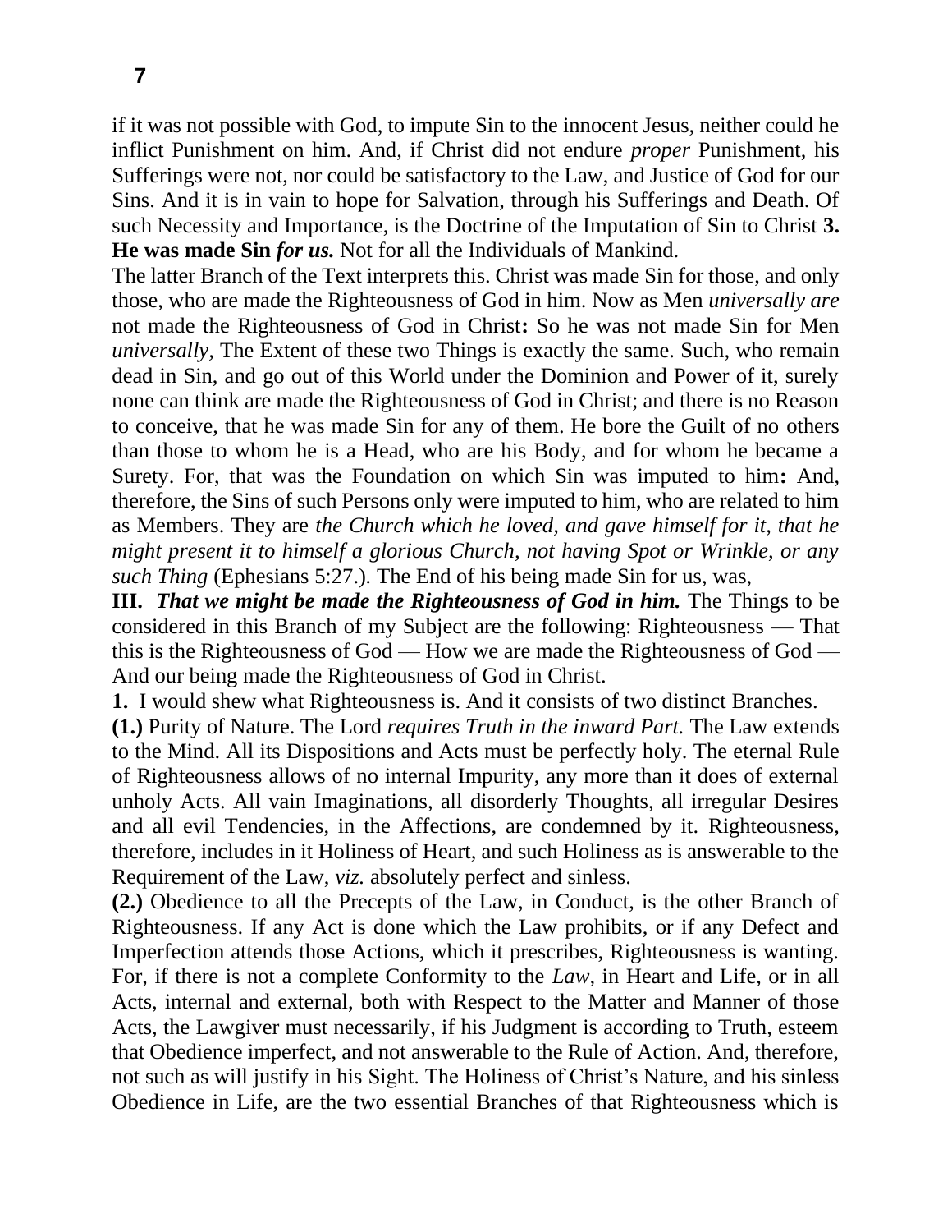if it was not possible with God, to impute Sin to the innocent Jesus, neither could he inflict Punishment on him. And, if Christ did not endure *proper* Punishment, his Sufferings were not, nor could be satisfactory to the Law, and Justice of God for our Sins. And it is in vain to hope for Salvation, through his Sufferings and Death. Of such Necessity and Importance, is the Doctrine of the Imputation of Sin to Christ **3. He was made Sin *for us.*** Not for all the Individuals of Mankind.

The latter Branch of the Text interprets this. Christ was made Sin for those, and only those, who are made the Righteousness of God in him. Now as Men *universally are* not made the Righteousness of God in Christ**:** So he was not made Sin for Men *universally,* The Extent of these two Things is exactly the same. Such, who remain dead in Sin, and go out of this World under the Dominion and Power of it, surely none can think are made the Righteousness of God in Christ; and there is no Reason to conceive, that he was made Sin for any of them. He bore the Guilt of no others than those to whom he is a Head, who are his Body, and for whom he became a Surety. For, that was the Foundation on which Sin was imputed to him**:** And, therefore, the Sins of such Persons only were imputed to him, who are related to him as Members. They are *the Church which he loved, and gave himself for it, that he might present it to himself a glorious Church, not having Spot or Wrinkle, or any such Thing* (Ephesians 5:27.). The End of his being made Sin for us, was,

**III.** ***That we might be made the Righteousness of God in him.*** The Things to be considered in this Branch of my Subject are the following: Righteousness — That this is the Righteousness of God — How we are made the Righteousness of God — And our being made the Righteousness of God in Christ.

**1.** I would shew what Righteousness is. And it consists of two distinct Branches.

**(1.)** Purity of Nature. The Lord *requires Truth in the inward Part.* The Law extends to the Mind. All its Dispositions and Acts must be perfectly holy. The eternal Rule of Righteousness allows of no internal Impurity, any more than it does of external unholy Acts. All vain Imaginations, all disorderly Thoughts, all irregular Desires and all evil Tendencies, in the Affections, are condemned by it. Righteousness, therefore, includes in it Holiness of Heart, and such Holiness as is answerable to the Requirement of the Law, *viz.* absolutely perfect and sinless.

**(2.)** Obedience to all the Precepts of the Law, in Conduct, is the other Branch of Righteousness. If any Act is done which the Law prohibits, or if any Defect and Imperfection attends those Actions, which it prescribes, Righteousness is wanting. For, if there is not a complete Conformity to the *Law,* in Heart and Life, or in all Acts, internal and external, both with Respect to the Matter and Manner of those Acts, the Lawgiver must necessarily, if his Judgment is according to Truth, esteem that Obedience imperfect, and not answerable to the Rule of Action. And, therefore, not such as will justify in his Sight. The Holiness of Christ's Nature, and his sinless Obedience in Life, are the two essential Branches of that Righteousness which is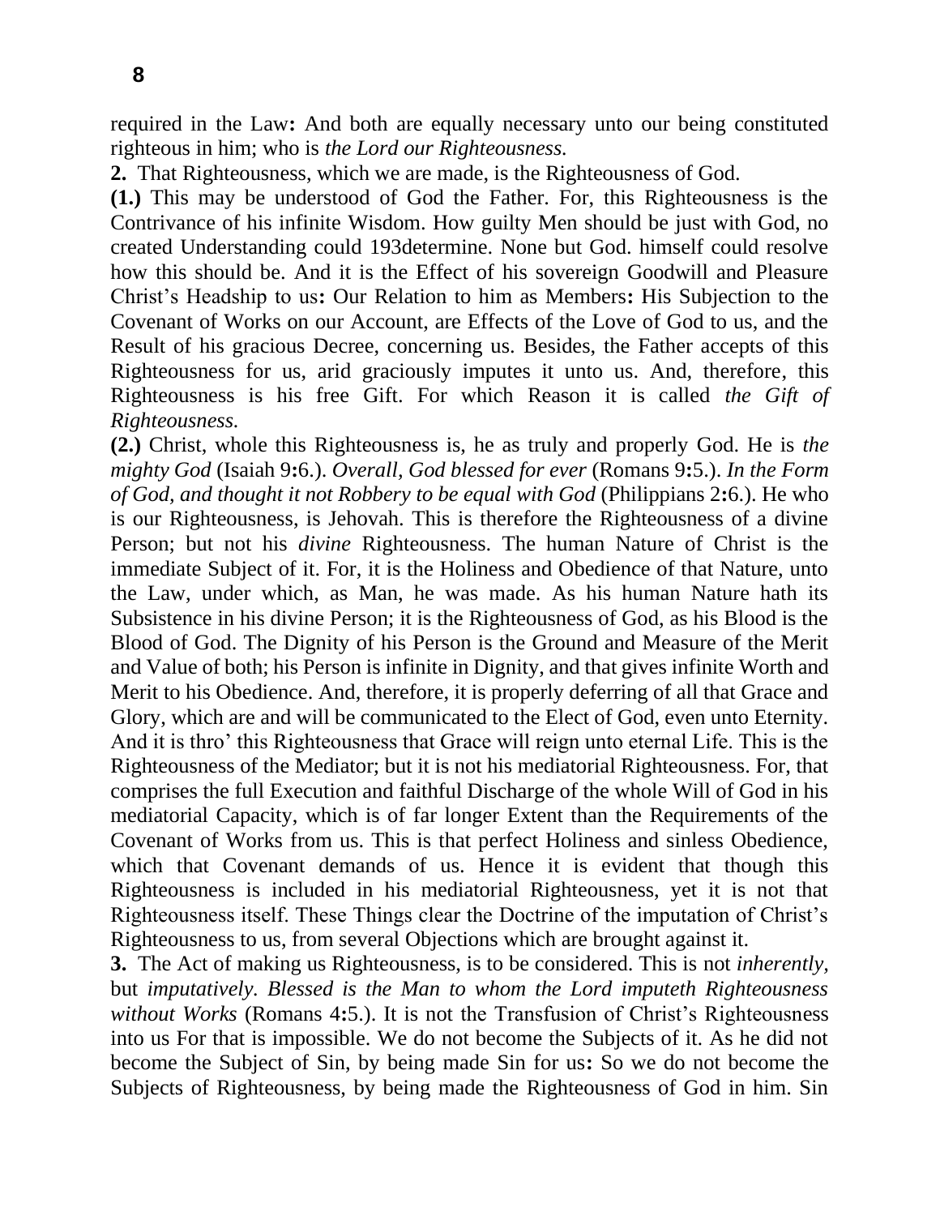required in the Law**:** And both are equally necessary unto our being constituted righteous in him; who is *the Lord our Righteousness.*

**2.** That Righteousness, which we are made, is the Righteousness of God.

**(1.)** This may be understood of God the Father. For, this Righteousness is the Contrivance of his infinite Wisdom. How guilty Men should be just with God, no created Understanding could 193determine. None but God. himself could resolve how this should be. And it is the Effect of his sovereign Goodwill and Pleasure Christ's Headship to us**:** Our Relation to him as Members**:** His Subjection to the Covenant of Works on our Account, are Effects of the Love of God to us, and the Result of his gracious Decree, concerning us. Besides, the Father accepts of this Righteousness for us, arid graciously imputes it unto us. And, therefore, this Righteousness is his free Gift. For which Reason it is called *the Gift of Righteousness.*

**(2.)** Christ, whole this Righteousness is, he as truly and properly God. He is *the mighty God* (Isaiah 9**:**6.). *Overall, God blessed for ever* (Romans 9**:**5.). *In the Form of God, and thought it not Robbery to be equal with God* (Philippians 2**:**6.). He who is our Righteousness, is Jehovah. This is therefore the Righteousness of a divine Person; but not his *divine* Righteousness. The human Nature of Christ is the immediate Subject of it. For, it is the Holiness and Obedience of that Nature, unto the Law, under which, as Man, he was made. As his human Nature hath its Subsistence in his divine Person; it is the Righteousness of God, as his Blood is the Blood of God. The Dignity of his Person is the Ground and Measure of the Merit and Value of both; his Person is infinite in Dignity, and that gives infinite Worth and Merit to his Obedience. And, therefore, it is properly deferring of all that Grace and Glory, which are and will be communicated to the Elect of God, even unto Eternity. And it is thro' this Righteousness that Grace will reign unto eternal Life. This is the Righteousness of the Mediator; but it is not his mediatorial Righteousness. For, that comprises the full Execution and faithful Discharge of the whole Will of God in his mediatorial Capacity, which is of far longer Extent than the Requirements of the Covenant of Works from us. This is that perfect Holiness and sinless Obedience, which that Covenant demands of us. Hence it is evident that though this Righteousness is included in his mediatorial Righteousness, yet it is not that Righteousness itself. These Things clear the Doctrine of the imputation of Christ's Righteousness to us, from several Objections which are brought against it.

**3.** The Act of making us Righteousness, is to be considered. This is not *inherently,* but *imputatively. Blessed is the Man to whom the Lord imputeth Righteousness without Works* (Romans 4**:**5.). It is not the Transfusion of Christ's Righteousness into us For that is impossible. We do not become the Subjects of it. As he did not become the Subject of Sin, by being made Sin for us**:** So we do not become the Subjects of Righteousness, by being made the Righteousness of God in him. Sin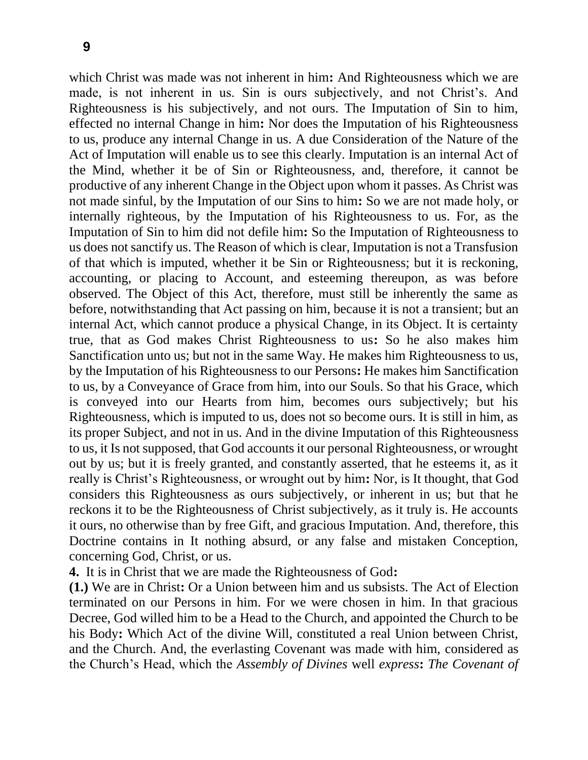which Christ was made was not inherent in him**:** And Righteousness which we are made, is not inherent in us. Sin is ours subjectively, and not Christ's. And Righteousness is his subjectively, and not ours. The Imputation of Sin to him, effected no internal Change in him**:** Nor does the Imputation of his Righteousness to us, produce any internal Change in us. A due Consideration of the Nature of the Act of Imputation will enable us to see this clearly. Imputation is an internal Act of the Mind, whether it be of Sin or Righteousness, and, therefore, it cannot be productive of any inherent Change in the Object upon whom it passes. As Christ was not made sinful, by the Imputation of our Sins to him**:** So we are not made holy, or internally righteous, by the Imputation of his Righteousness to us. For, as the Imputation of Sin to him did not defile him**:** So the Imputation of Righteousness to us does not sanctify us. The Reason of which is clear, Imputation is not a Transfusion of that which is imputed, whether it be Sin or Righteousness; but it is reckoning, accounting, or placing to Account, and esteeming thereupon, as was before observed. The Object of this Act, therefore, must still be inherently the same as before, notwithstanding that Act passing on him, because it is not a transient; but an internal Act, which cannot produce a physical Change, in its Object. It is certainty true, that as God makes Christ Righteousness to us**:** So he also makes him Sanctification unto us; but not in the same Way. He makes him Righteousness to us, by the Imputation of his Righteousness to our Persons**:** He makes him Sanctification to us, by a Conveyance of Grace from him, into our Souls. So that his Grace, which is conveyed into our Hearts from him, becomes ours subjectively; but his Righteousness, which is imputed to us, does not so become ours. It is still in him, as its proper Subject, and not in us. And in the divine Imputation of this Righteousness to us, it Is not supposed, that God accounts it our personal Righteousness, or wrought out by us; but it is freely granted, and constantly asserted, that he esteems it, as it really is Christ's Righteousness, or wrought out by him**:** Nor, is It thought, that God considers this Righteousness as ours subjectively, or inherent in us; but that he reckons it to be the Righteousness of Christ subjectively, as it truly is. He accounts it ours, no otherwise than by free Gift, and gracious Imputation. And, therefore, this Doctrine contains in It nothing absurd, or any false and mistaken Conception, concerning God, Christ, or us.

**4.** It is in Christ that we are made the Righteousness of God**:**

**(1.)** We are in Christ**:** Or a Union between him and us subsists. The Act of Election terminated on our Persons in him. For we were chosen in him. In that gracious Decree, God willed him to be a Head to the Church, and appointed the Church to be his Body**:** Which Act of the divine Will, constituted a real Union between Christ, and the Church. And, the everlasting Covenant was made with him, considered as the Church's Head, which the *Assembly of Divines* well *express***:** *The Covenant of*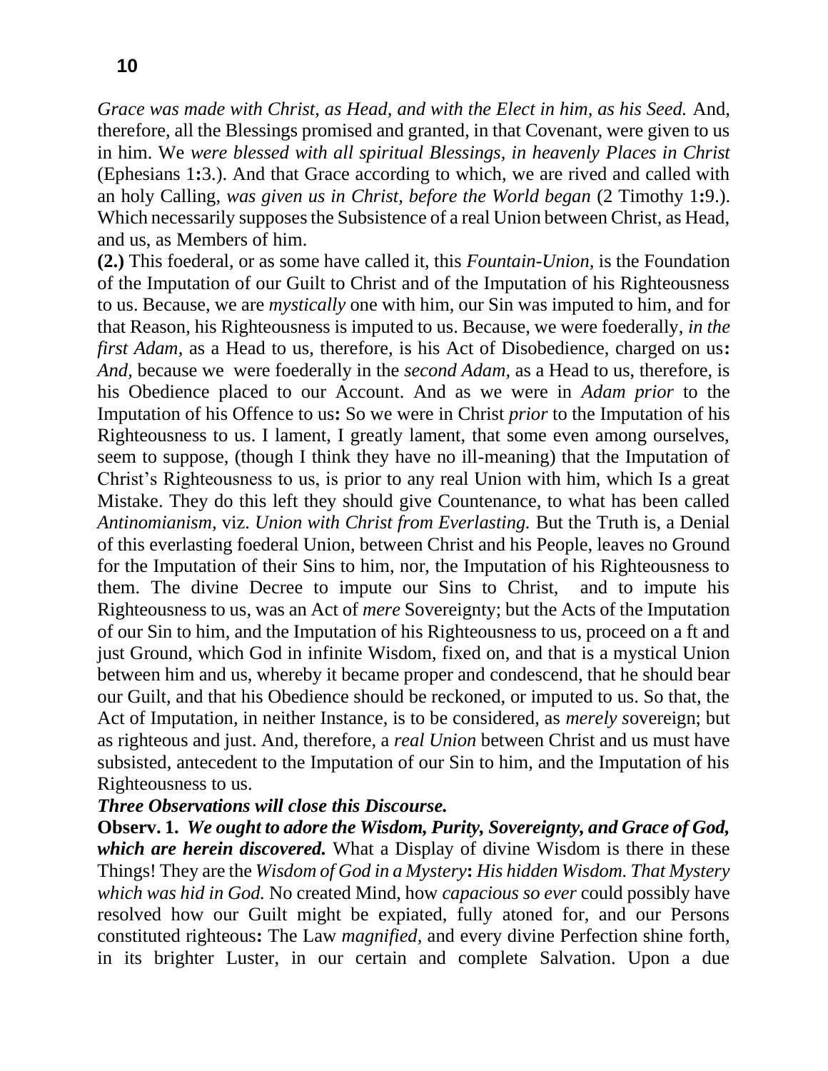*Grace was made with Christ, as Head, and with the Elect in him, as his Seed.* And, therefore, all the Blessings promised and granted, in that Covenant, were given to us in him. We *were blessed with all spiritual Blessings, in heavenly Places in Christ* (Ephesians 1**:**3.). And that Grace according to which, we are rived and called with an holy Calling, *was given us in Christ, before the World began* (2 Timothy 1**:**9.). Which necessarily supposes the Subsistence of a real Union between Christ, as Head, and us, as Members of him.

**(2.)** This foederal, or as some have called it, this *Fountain-Union,* is the Foundation of the Imputation of our Guilt to Christ and of the Imputation of his Righteousness to us. Because, we are *mystically* one with him, our Sin was imputed to him, and for that Reason, his Righteousness is imputed to us. Because, we were foederally, *in the first Adam,* as a Head to us, therefore, is his Act of Disobedience, charged on us**:** *And,* because we were foederally in the *second Adam,* as a Head to us, therefore, is his Obedience placed to our Account. And as we were in *Adam prior* to the Imputation of his Offence to us**:** So we were in Christ *prior* to the Imputation of his Righteousness to us. I lament, I greatly lament, that some even among ourselves, seem to suppose, (though I think they have no ill-meaning) that the Imputation of Christ's Righteousness to us, is prior to any real Union with him, which Is a great Mistake. They do this left they should give Countenance, to what has been called *Antinomianism,* viz. *Union with Christ from Everlasting.* But the Truth is, a Denial of this everlasting foederal Union, between Christ and his People, leaves no Ground for the Imputation of their Sins to him, nor, the Imputation of his Righteousness to them. The divine Decree to impute our Sins to Christ, and to impute his Righteousness to us, was an Act of *mere* Sovereignty; but the Acts of the Imputation of our Sin to him, and the Imputation of his Righteousness to us, proceed on a ft and just Ground, which God in infinite Wisdom, fixed on, and that is a mystical Union between him and us, whereby it became proper and condescend, that he should bear our Guilt, and that his Obedience should be reckoned, or imputed to us. So that, the Act of Imputation, in neither Instance, is to be considered, as *merely s*overeign; but as righteous and just. And, therefore, a *real Union* between Christ and us must have subsisted, antecedent to the Imputation of our Sin to him, and the Imputation of his Righteousness to us.

***Three Observations will close this Discourse.***

**Observ. 1.** ***We ought to adore the Wisdom, Purity, Sovereignty, and Grace of God, which are herein discovered.*** What a Display of divine Wisdom is there in these Things! They are the *Wisdom of God in a Mystery***:** *His hidden Wisdom. That Mystery which was hid in God.* No created Mind, how *capacious so ever* could possibly have resolved how our Guilt might be expiated, fully atoned for, and our Persons constituted righteous**:** The Law *magnified,* and every divine Perfection shine forth, in its brighter Luster, in our certain and complete Salvation. Upon a due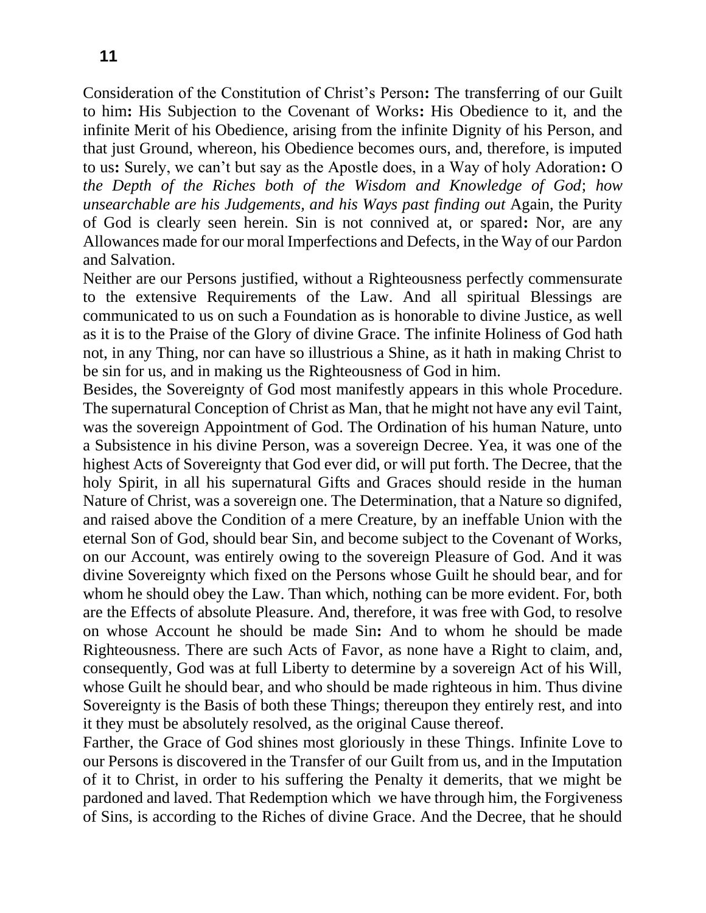Consideration of the Constitution of Christ's Person**:** The transferring of our Guilt to him**:** His Subjection to the Covenant of Works**:** His Obedience to it, and the infinite Merit of his Obedience, arising from the infinite Dignity of his Person, and that just Ground, whereon, his Obedience becomes ours, and, therefore, is imputed to us**:** Surely, we can't but say as the Apostle does, in a Way of holy Adoration**:** O *the Depth of the Riches both of the Wisdom and Knowledge of God*; *how unsearchable are his Judgements, and his Ways past finding out* Again, the Purity of God is clearly seen herein. Sin is not connived at, or spared**:** Nor, are any Allowances made for our moral Imperfections and Defects, in the Way of our Pardon and Salvation.

Neither are our Persons justified, without a Righteousness perfectly commensurate to the extensive Requirements of the Law. And all spiritual Blessings are communicated to us on such a Foundation as is honorable to divine Justice, as well as it is to the Praise of the Glory of divine Grace. The infinite Holiness of God hath not, in any Thing, nor can have so illustrious a Shine, as it hath in making Christ to be sin for us, and in making us the Righteousness of God in him.

Besides, the Sovereignty of God most manifestly appears in this whole Procedure. The supernatural Conception of Christ as Man, that he might not have any evil Taint, was the sovereign Appointment of God. The Ordination of his human Nature, unto a Subsistence in his divine Person, was a sovereign Decree. Yea, it was one of the highest Acts of Sovereignty that God ever did, or will put forth. The Decree, that the holy Spirit, in all his supernatural Gifts and Graces should reside in the human Nature of Christ, was a sovereign one. The Determination, that a Nature so dignifed, and raised above the Condition of a mere Creature, by an ineffable Union with the eternal Son of God, should bear Sin, and become subject to the Covenant of Works, on our Account, was entirely owing to the sovereign Pleasure of God. And it was divine Sovereignty which fixed on the Persons whose Guilt he should bear, and for whom he should obey the Law. Than which, nothing can be more evident. For, both are the Effects of absolute Pleasure. And, therefore, it was free with God, to resolve on whose Account he should be made Sin**:** And to whom he should be made Righteousness. There are such Acts of Favor, as none have a Right to claim, and, consequently, God was at full Liberty to determine by a sovereign Act of his Will, whose Guilt he should bear, and who should be made righteous in him. Thus divine Sovereignty is the Basis of both these Things; thereupon they entirely rest, and into it they must be absolutely resolved, as the original Cause thereof.

Farther, the Grace of God shines most gloriously in these Things. Infinite Love to our Persons is discovered in the Transfer of our Guilt from us, and in the Imputation of it to Christ, in order to his suffering the Penalty it demerits, that we might be pardoned and laved. That Redemption which we have through him, the Forgiveness of Sins, is according to the Riches of divine Grace. And the Decree, that he should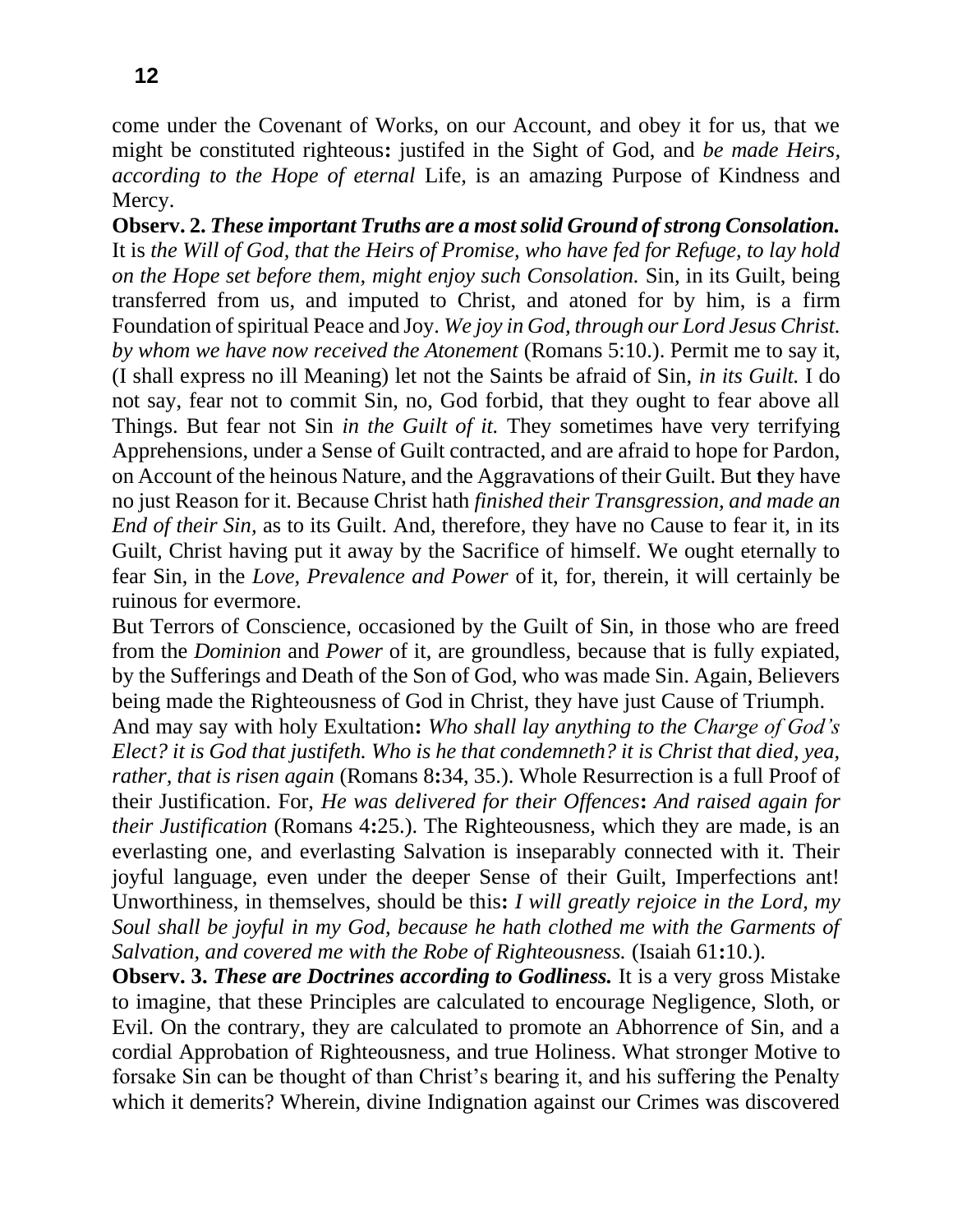come under the Covenant of Works, on our Account, and obey it for us, that we might be constituted righteous**:** justifed in the Sight of God, and *be made Heirs, according to the Hope of eternal* Life, is an amazing Purpose of Kindness and Mercy.

**Observ. 2.** ***These important Truths are a most solid Ground of strong Consolation.*** It is *the Will of God, that the Heirs of Promise, who have fed for Refuge, to lay hold on the Hope set before them, might enjoy such Consolation.* Sin, in its Guilt, being transferred from us, and imputed to Christ, and atoned for by him, is a firm Foundation of spiritual Peace and Joy. *We joy in God, through our Lord Jesus Christ. by whom we have now received the Atonement* (Romans 5:10.). Permit me to say it, (I shall express no ill Meaning) let not the Saints be afraid of Sin, *in its Guilt.* I do not say, fear not to commit Sin, no, God forbid, that they ought to fear above all Things. But fear not Sin *in the Guilt of it.* They sometimes have very terrifying Apprehensions, under a Sense of Guilt contracted, and are afraid to hope for Pardon, on Account of the heinous Nature, and the Aggravations of their Guilt. But they have no just Reason for it. Because Christ hath *finished their Transgression, and made an End of their Sin,* as to its Guilt. And, therefore, they have no Cause to fear it, in its Guilt, Christ having put it away by the Sacrifice of himself. We ought eternally to fear Sin, in the *Love, Prevalence and Power* of it, for, therein, it will certainly be ruinous for evermore.

But Terrors of Conscience, occasioned by the Guilt of Sin, in those who are freed from the *Dominion* and *Power* of it, are groundless, because that is fully expiated, by the Sufferings and Death of the Son of God, who was made Sin. Again, Believers being made the Righteousness of God in Christ, they have just Cause of Triumph.

And may say with holy Exultation**:** *Who shall lay anything to the Charge of God's Elect? it is God that justifeth. Who is he that condemneth? it is Christ that died, yea, rather, that is risen again* (Romans 8**:**34, 35.). Whole Resurrection is a full Proof of their Justification. For, *He was delivered for their Offences***:** *And raised again for their Justification* (Romans 4**:**25.). The Righteousness, which they are made, is an everlasting one, and everlasting Salvation is inseparably connected with it. Their joyful language, even under the deeper Sense of their Guilt, Imperfections ant! Unworthiness, in themselves, should be this**:** *I will greatly rejoice in the Lord, my Soul shall be joyful in my God, because he hath clothed me with the Garments of Salvation, and covered me with the Robe of Righteousness.* (Isaiah 61**:**10.).

**Observ. 3.** ***These are Doctrines according to Godliness.*** It is a very gross Mistake to imagine, that these Principles are calculated to encourage Negligence, Sloth, or Evil. On the contrary, they are calculated to promote an Abhorrence of Sin, and a cordial Approbation of Righteousness, and true Holiness. What stronger Motive to forsake Sin can be thought of than Christ's bearing it, and his suffering the Penalty which it demerits? Wherein, divine Indignation against our Crimes was discovered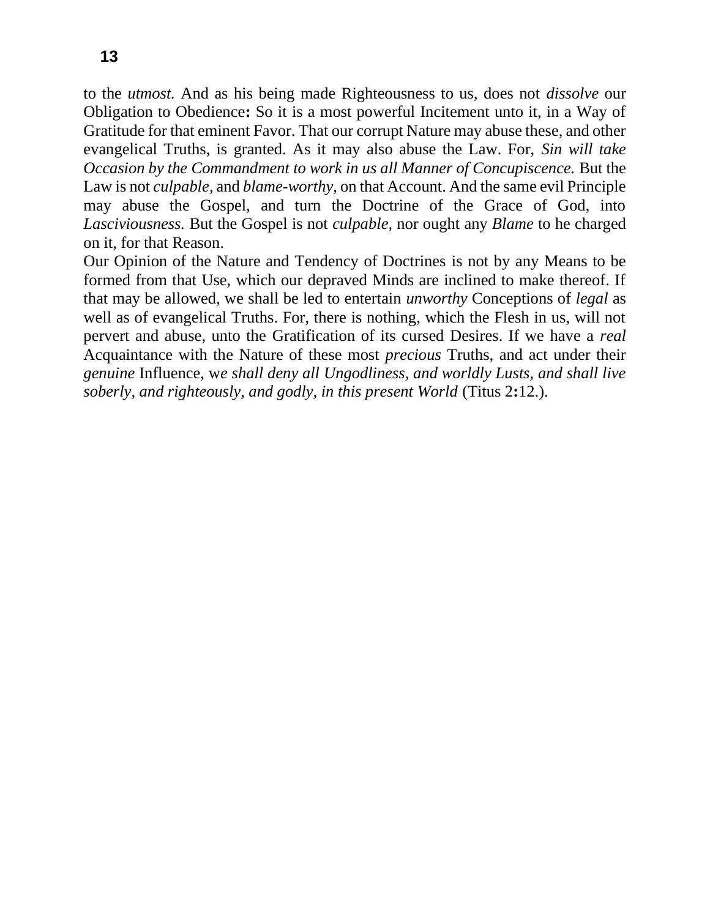to the *utmost*. And as his being made Righteousness to us, does not *dissolve* our Obligation to Obedience**:** So it is a most powerful Incitement unto it, in a Way of Gratitude for that eminent Favor. That our corrupt Nature may abuse these, and other evangelical Truths, is granted. As it may also abuse the Law. For, *Sin will take Occasion by the Commandment to work in us all Manner of Concupiscence.* But the Law is not *culpable,* and *blame-worthy,* on that Account. And the same evil Principle may abuse the Gospel, and turn the Doctrine of the Grace of God, into *Lasciviousness.* But the Gospel is not *culpable,* nor ought any *Blame* to he charged on it, for that Reason.

Our Opinion of the Nature and Tendency of Doctrines is not by any Means to be formed from that Use, which our depraved Minds are inclined to make thereof. If that may be allowed, we shall be led to entertain *unworthy* Conceptions of *legal* as well as of evangelical Truths. For, there is nothing, which the Flesh in us, will not pervert and abuse, unto the Gratification of its cursed Desires. If we have a *real* Acquaintance with the Nature of these most *precious* Truths, and act under their *genuine* Influence, w*e shall deny all Ungodliness, and worldly Lusts, and shall live soberly, and righteously, and godly, in this present World* (Titus 2**:**12.).